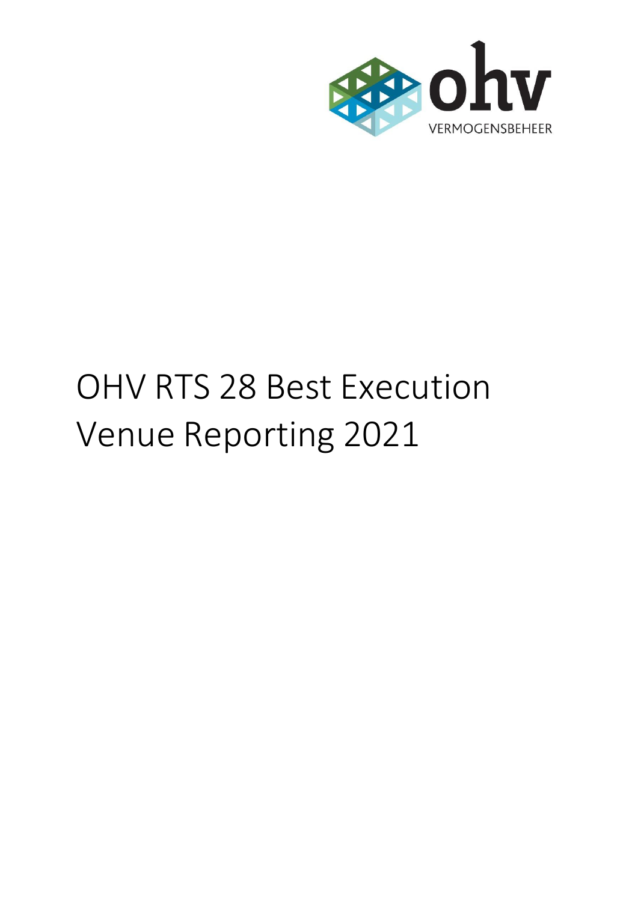ohv

VERMOGENSBEHEER

# OHV RTS 28 Best Execution Venue Reporting 2021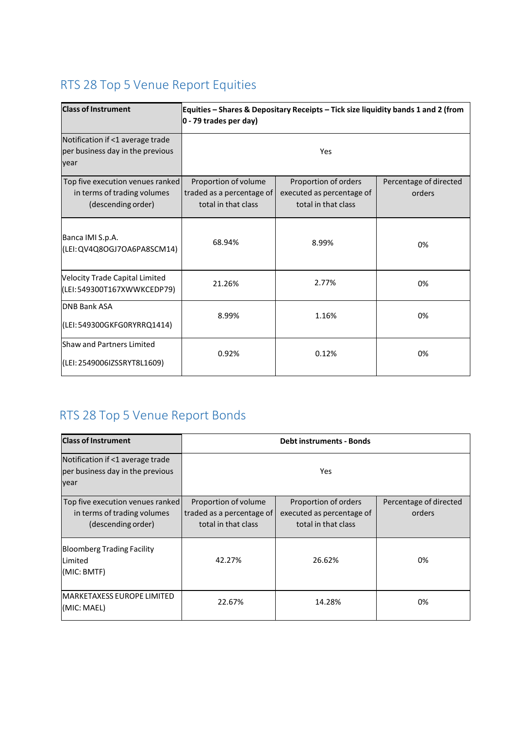## RTS 28 Top 5 Venue Report Equities

| **Class of Instrument** | **Equities – Shares & Depositary Receipts – Tick size liquidity bands 1 and 2 (from 0 - 79 trades per day)** | | |
|---|---|---|---|
| Notification if <1 average trade per business day in the previous year | Yes | | |
| Top five execution venues ranked in terms of trading volumes (descending order) | Proportion of volume traded as a percentage of total in that class | Proportion of orders executed as percentage of total in that class | Percentage of directed orders |
| Banca IMI S.p.A. (LEI: QV4Q8OGJ7OA6PA8SCM14) | 68.94% | 8.99% | 0% |
| Velocity Trade Capital Limited (LEI: 549300T167XWWKCEDP79) | 21.26% | 2.77% | 0% |
| DNB Bank ASA (LEI: 549300GKFG0RYRRQ1414) | 8.99% | 1.16% | 0% |
| Shaw and Partners Limited (LEI: 2549006IZSSRYT8L1609) | 0.92% | 0.12% | 0% |

## RTS 28 Top 5 Venue Report Bonds

| **Class of Instrument** | **Debt instruments - Bonds** | | |
|---|---|---|---|
| Notification if <1 average trade per business day in the previous year | Yes | | |
| Top five execution venues ranked in terms of trading volumes (descending order) | Proportion of volume traded as a percentage of total in that class | Proportion of orders executed as percentage of total in that class | Percentage of directed orders |
| Bloomberg Trading Facility Limited (MIC: BMTF) | 42.27% | 26.62% | 0% |
| MARKETAXESS EUROPE LIMITED (MIC: MAEL) | 22.67% | 14.28% | 0% |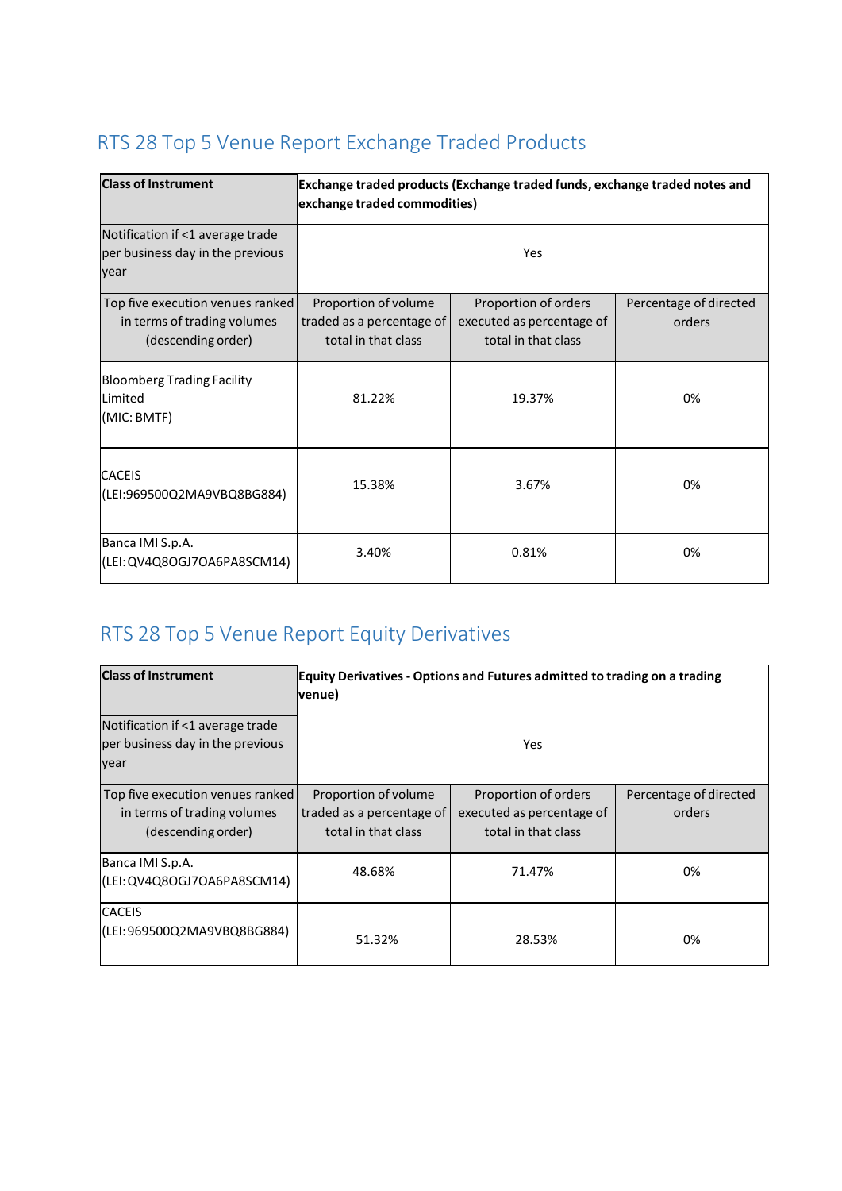## RTS 28 Top 5 Venue Report Exchange Traded Products

| **Class of Instrument** | **Exchange traded products (Exchange traded funds, exchange traded notes and exchange traded commodities)** | | |
|---|---|---|---|
| Notification if <1 average trade per business day in the previous year | Yes | | |
| Top five execution venues ranked in terms of trading volumes (descending order) | Proportion of volume traded as a percentage of total in that class | Proportion of orders executed as percentage of total in that class | Percentage of directed orders |
| Bloomberg Trading Facility Limited (MIC: BMTF) | 81.22% | 19.37% | 0% |
| CACEIS (LEI:969500Q2MA9VBQ8BG884) | 15.38% | 3.67% | 0% |
| Banca IMI S.p.A. (LEI: QV4Q8OGJ7OA6PA8SCM14) | 3.40% | 0.81% | 0% |

## RTS 28 Top 5 Venue Report Equity Derivatives

| **Class of Instrument** | **Equity Derivatives - Options and Futures admitted to trading on a trading venue)** | | |
|---|---|---|---|
| Notification if <1 average trade per business day in the previous year | Yes | | |
| Top five execution venues ranked in terms of trading volumes (descending order) | Proportion of volume traded as a percentage of total in that class | Proportion of orders executed as percentage of total in that class | Percentage of directed orders |
| Banca IMI S.p.A. (LEI: QV4Q8OGJ7OA6PA8SCM14) | 48.68% | 71.47% | 0% |
| CACEIS (LEI: 969500Q2MA9VBQ8BG884) | 51.32% | 28.53% | 0% |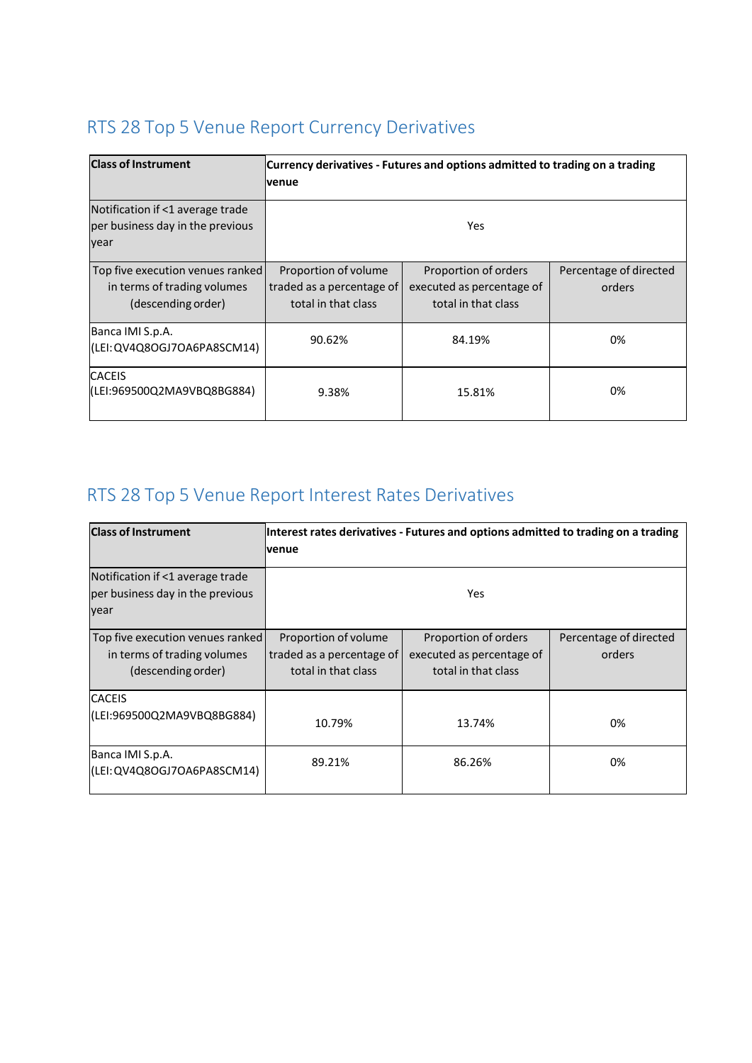## RTS 28 Top 5 Venue Report Currency Derivatives

| **Class of Instrument** | **Currency derivatives - Futures and options admitted to trading on a trading venue** | | |
|---|---|---|---|
| Notification if <1 average trade per business day in the previous year | Yes | | |
| Top five execution venues ranked in terms of trading volumes (descending order) | Proportion of volume traded as a percentage of total in that class | Proportion of orders executed as percentage of total in that class | Percentage of directed orders |
| Banca IMI S.p.A. (LEI:QV4Q8OGJ7OA6PA8SCM14) | 90.62% | 84.19% | 0% |
| CACEIS (LEI:969500Q2MA9VBQ8BG884) | 9.38% | 15.81% | 0% |

## RTS 28 Top 5 Venue Report Interest Rates Derivatives

| **Class of Instrument** | **Interest rates derivatives - Futures and options admitted to trading on a trading venue** | | |
|---|---|---|---|
| Notification if <1 average trade per business day in the previous year | Yes | | |
| Top five execution venues ranked in terms of trading volumes (descending order) | Proportion of volume traded as a percentage of total in that class | Proportion of orders executed as percentage of total in that class | Percentage of directed orders |
| CACEIS (LEI:969500Q2MA9VBQ8BG884) | 10.79% | 13.74% | 0% |
| Banca IMI S.p.A. (LEI:QV4Q8OGJ7OA6PA8SCM14) | 89.21% | 86.26% | 0% |